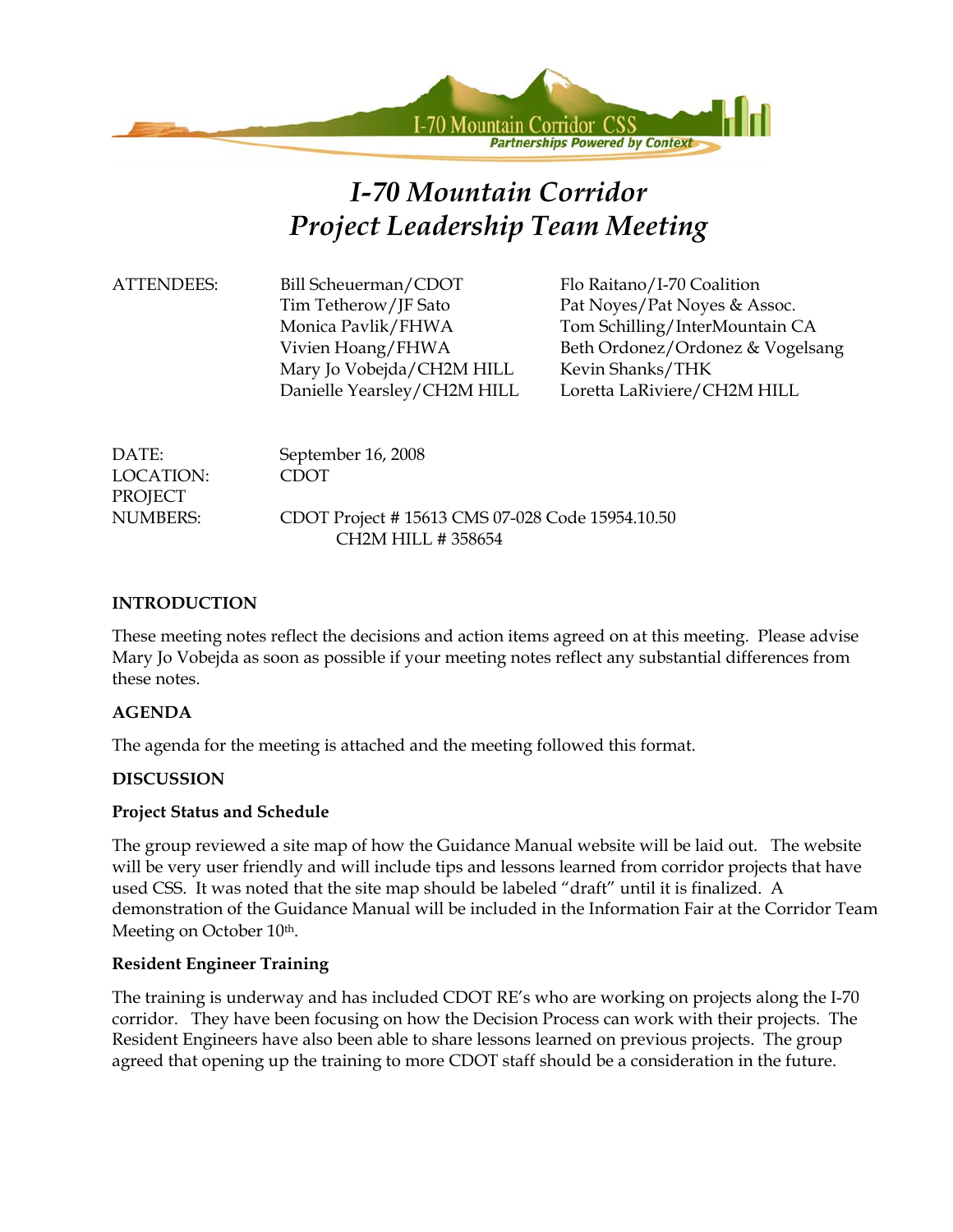# I-70 Mountain Corridor
# Project Leadership Team Meeting

| ATTENDEES: | Bill Scheuerman/CDOT | Flo Raitano/I-70 Coalition |
| --- | --- | --- |
| | Tim Tetherow/JF Sato | Pat Noyes/Pat Noyes & Assoc. |
| | Monica Pavlik/FHWA | Tom Schilling/InterMountain CA |
| | Vivien Hoang/FHWA | Beth Ordonez/Ordonez & Vogelsang |
| | Mary Jo Vobejda/CH2M HILL | Kevin Shanks/THK |
| | Danielle Yearsley/CH2M HILL | Loretta LaRiviere/CH2M HILL |

DATE: September 16, 2008

LOCATION: CDOT

PROJECT NUMBERS: CDOT Project # 15613 CMS 07-028 Code 15954.10.50
CH2M HILL # 358654

**INTRODUCTION**

These meeting notes reflect the decisions and action items agreed on at this meeting. Please advise Mary Jo Vobejda as soon as possible if your meeting notes reflect any substantial differences from these notes.

**AGENDA**

The agenda for the meeting is attached and the meeting followed this format.

**DISCUSSION**

**Project Status and Schedule**

The group reviewed a site map of how the Guidance Manual website will be laid out. The website will be very user friendly and will include tips and lessons learned from corridor projects that have used CSS. It was noted that the site map should be labeled "draft" until it is finalized. A demonstration of the Guidance Manual will be included in the Information Fair at the Corridor Team Meeting on October 10th.

**Resident Engineer Training**

The training is underway and has included CDOT RE's who are working on projects along the I-70 corridor. They have been focusing on how the Decision Process can work with their projects. The Resident Engineers have also been able to share lessons learned on previous projects. The group agreed that opening up the training to more CDOT staff should be a consideration in the future.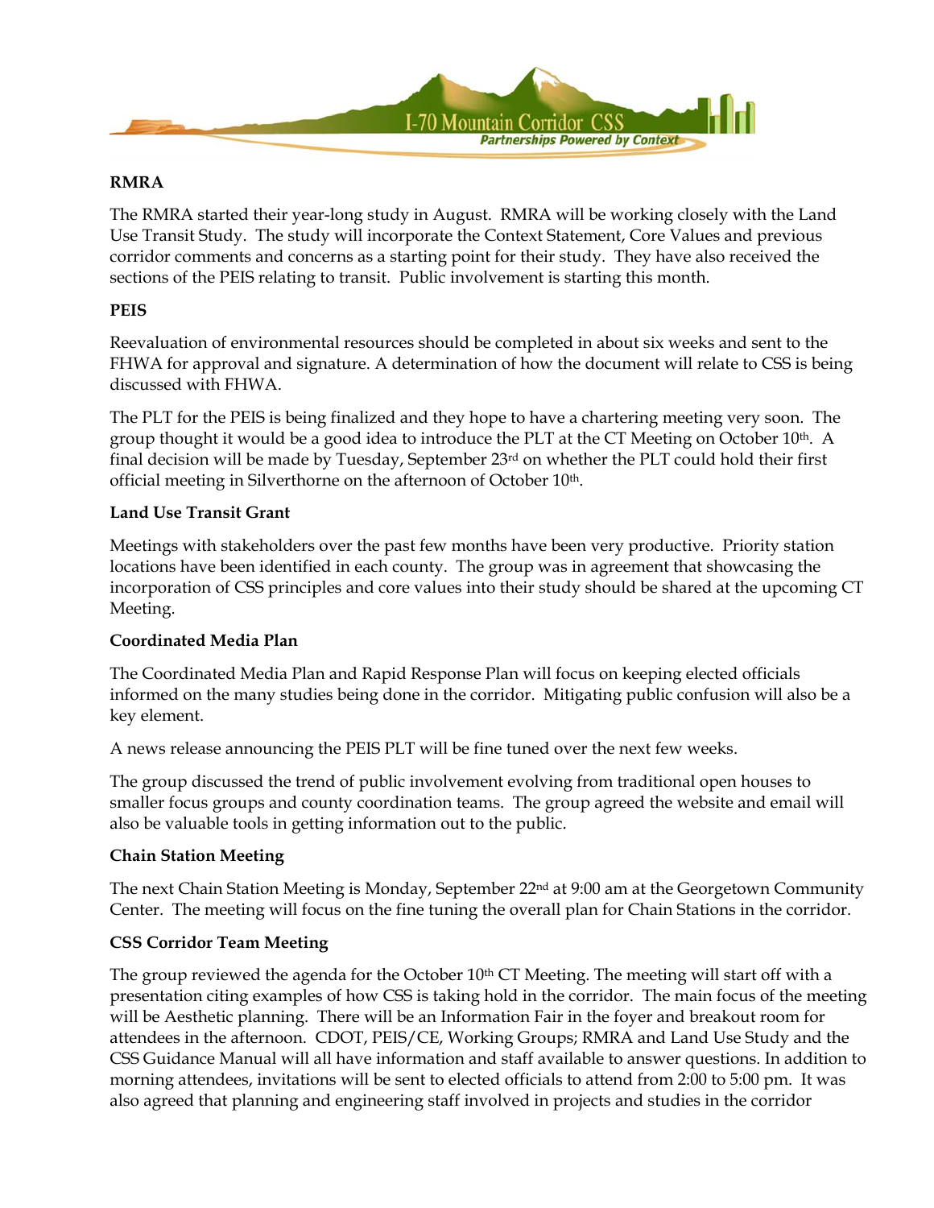**RMRA**

The RMRA started their year-long study in August. RMRA will be working closely with the Land Use Transit Study. The study will incorporate the Context Statement, Core Values and previous corridor comments and concerns as a starting point for their study. They have also received the sections of the PEIS relating to transit. Public involvement is starting this month.

**PEIS**

Reevaluation of environmental resources should be completed in about six weeks and sent to the FHWA for approval and signature. A determination of how the document will relate to CSS is being discussed with FHWA.

The PLT for the PEIS is being finalized and they hope to have a chartering meeting very soon. The group thought it would be a good idea to introduce the PLT at the CT Meeting on October 10th. A final decision will be made by Tuesday, September 23rd on whether the PLT could hold their first official meeting in Silverthorne on the afternoon of October 10th.

**Land Use Transit Grant**

Meetings with stakeholders over the past few months have been very productive. Priority station locations have been identified in each county. The group was in agreement that showcasing the incorporation of CSS principles and core values into their study should be shared at the upcoming CT Meeting.

**Coordinated Media Plan**

The Coordinated Media Plan and Rapid Response Plan will focus on keeping elected officials informed on the many studies being done in the corridor. Mitigating public confusion will also be a key element.

A news release announcing the PEIS PLT will be fine tuned over the next few weeks.

The group discussed the trend of public involvement evolving from traditional open houses to smaller focus groups and county coordination teams. The group agreed the website and email will also be valuable tools in getting information out to the public.

**Chain Station Meeting**

The next Chain Station Meeting is Monday, September 22nd at 9:00 am at the Georgetown Community Center. The meeting will focus on the fine tuning the overall plan for Chain Stations in the corridor.

**CSS Corridor Team Meeting**

The group reviewed the agenda for the October 10th CT Meeting. The meeting will start off with a presentation citing examples of how CSS is taking hold in the corridor. The main focus of the meeting will be Aesthetic planning. There will be an Information Fair in the foyer and breakout room for attendees in the afternoon. CDOT, PEIS/CE, Working Groups; RMRA and Land Use Study and the CSS Guidance Manual will all have information and staff available to answer questions. In addition to morning attendees, invitations will be sent to elected officials to attend from 2:00 to 5:00 pm. It was also agreed that planning and engineering staff involved in projects and studies in the corridor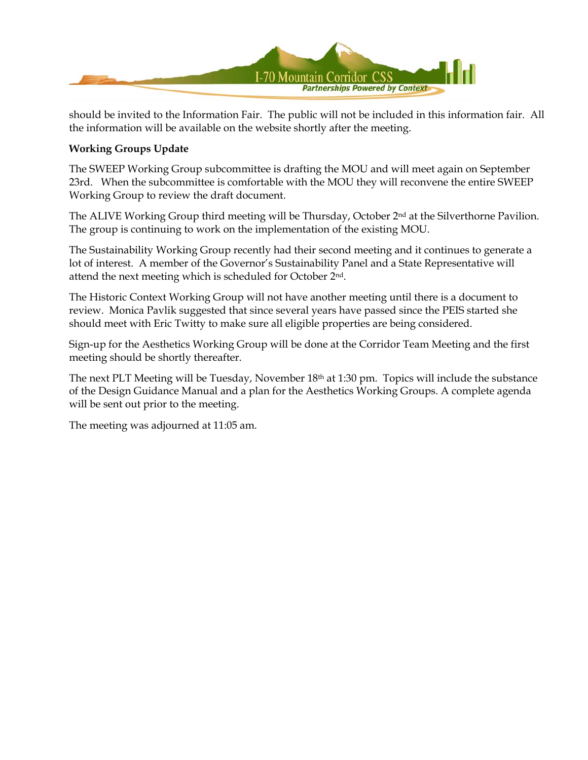should be invited to the Information Fair. The public will not be included in this information fair. All the information will be available on the website shortly after the meeting.

**Working Groups Update**

The SWEEP Working Group subcommittee is drafting the MOU and will meet again on September 23rd. When the subcommittee is comfortable with the MOU they will reconvene the entire SWEEP Working Group to review the draft document.

The ALIVE Working Group third meeting will be Thursday, October 2nd at the Silverthorne Pavilion. The group is continuing to work on the implementation of the existing MOU.

The Sustainability Working Group recently had their second meeting and it continues to generate a lot of interest. A member of the Governor's Sustainability Panel and a State Representative will attend the next meeting which is scheduled for October 2nd.

The Historic Context Working Group will not have another meeting until there is a document to review. Monica Pavlik suggested that since several years have passed since the PEIS started she should meet with Eric Twitty to make sure all eligible properties are being considered.

Sign-up for the Aesthetics Working Group will be done at the Corridor Team Meeting and the first meeting should be shortly thereafter.

The next PLT Meeting will be Tuesday, November 18th at 1:30 pm. Topics will include the substance of the Design Guidance Manual and a plan for the Aesthetics Working Groups. A complete agenda will be sent out prior to the meeting.

The meeting was adjourned at 11:05 am.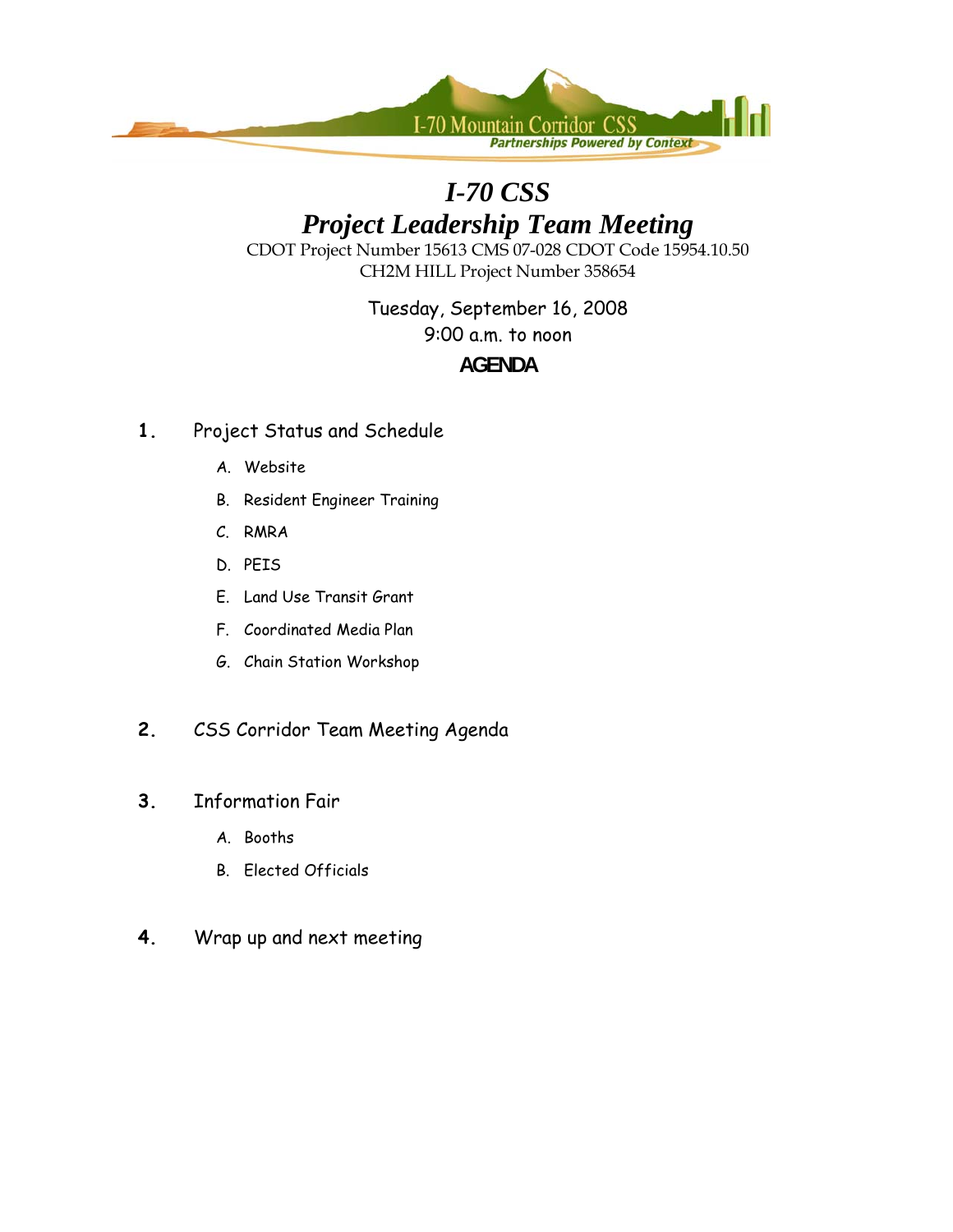I-70 Mountain Corridor CSS

*Partnerships Powered by Context*

# *I-70 CSS*
# *Project Leadership Team Meeting*

CDOT Project Number 15613 CMS 07-028 CDOT Code 15954.10.50
CH2M HILL Project Number 358654

Tuesday, September 16, 2008
9:00 a.m. to noon

**AGENDA**

1. Project Status and Schedule
   - A. Website
   - B. Resident Engineer Training
   - C. RMRA
   - D. PEIS
   - E. Land Use Transit Grant
   - F. Coordinated Media Plan
   - G. Chain Station Workshop

2. CSS Corridor Team Meeting Agenda

3. Information Fair
   - A. Booths
   - B. Elected Officials

4. Wrap up and next meeting